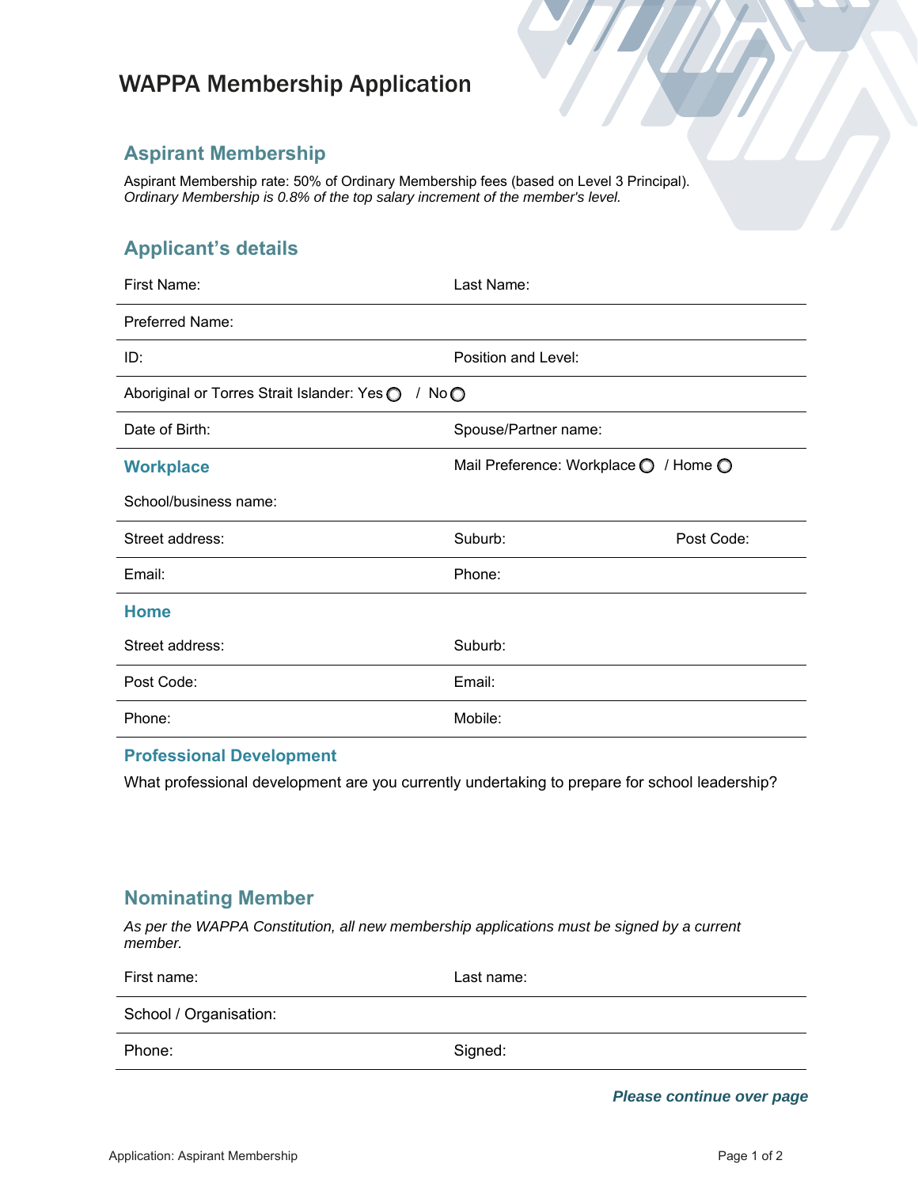# WAPPA Membership Application

## Aspirant Membership

Aspirant Membership rate: 50% of Ordinary Membership fees (based on Level 3 Principal).
*Ordinary Membership is 0.8% of the top salary increment of the member's level.*

## Applicant's details

First Name: | Last Name:

Preferred Name:

ID: | Position and Level:

Aboriginal or Torres Strait Islander: Yes ○ / No ○

Date of Birth: | Spouse/Partner name:

### Workplace

Mail Preference: Workplace ○ / Home ○

School/business name:

Street address: | Suburb: | Post Code:

Email: | Phone:

### Home

Street address: | Suburb:

Post Code: | Email:

Phone: | Mobile:

### Professional Development

What professional development are you currently undertaking to prepare for school leadership?

## Nominating Member

*As per the WAPPA Constitution, all new membership applications must be signed by a current member.*

First name: | Last name:

School / Organisation:

Phone: | Signed:

***Please continue over page***

Application: Aspirant Membership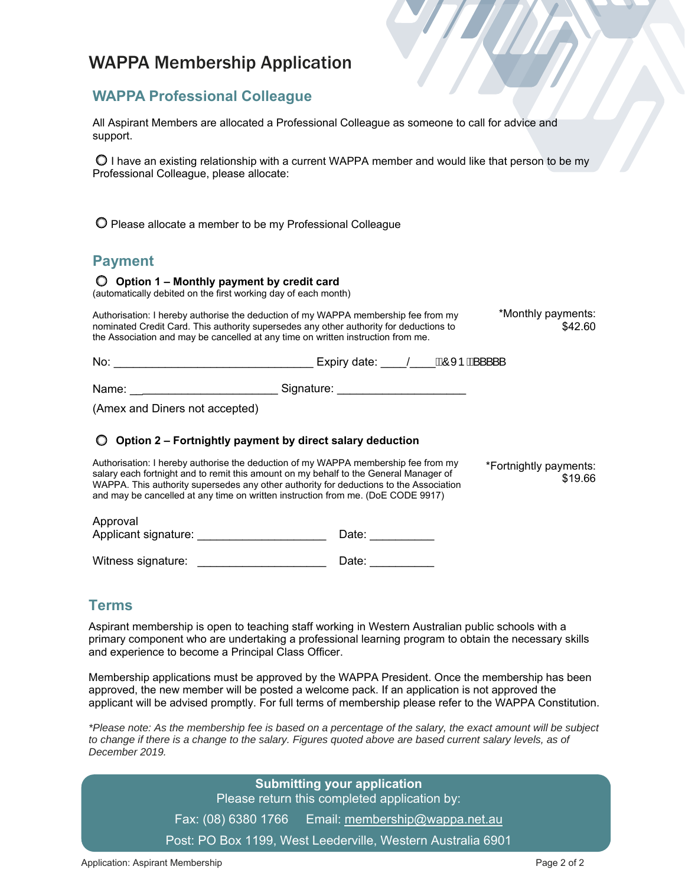# WAPPA Membership Application

## WAPPA Professional Colleague

All Aspirant Members are allocated a Professional Colleague as someone to call for advice and support.

○ I have an existing relationship with a current WAPPA member and would like that person to be my Professional Colleague, please allocate:

○ Please allocate a member to be my Professional Colleague

## Payment

○ **Option 1 – Monthly payment by credit card**
(automatically debited on the first working day of each month)

Authorisation: I hereby authorise the deduction of my WAPPA membership fee from my nominated Credit Card. This authority supersedes any other authority for deductions to the Association and may be cancelled at any time on written instruction from me.

*Monthly payments: $42.60

No: _______________________________ Expiry date: ____/____ CVN _____

Name: _______________________ Signature: ____________________

(Amex and Diners not accepted)

○ **Option 2 – Fortnightly payment by direct salary deduction**

Authorisation: I hereby authorise the deduction of my WAPPA membership fee from my salary each fortnight and to remit this amount on my behalf to the General Manager of WAPPA. This authority supersedes any other authority for deductions to the Association and may be cancelled at any time on written instruction from me. (DoE CODE 9917)

*Fortnightly payments: $19.66

Approval
Applicant signature: ____________________ Date: __________

Witness signature: ____________________ Date: __________

## Terms

Aspirant membership is open to teaching staff working in Western Australian public schools with a primary component who are undertaking a professional learning program to obtain the necessary skills and experience to become a Principal Class Officer.

Membership applications must be approved by the WAPPA President. Once the membership has been approved, the new member will be posted a welcome pack. If an application is not approved the applicant will be advised promptly. For full terms of membership please refer to the WAPPA Constitution.

*\*Please note: As the membership fee is based on a percentage of the salary, the exact amount will be subject to change if there is a change to the salary. Figures quoted above are based current salary levels, as of December 2019.*

**Submitting your application**
Please return this completed application by:

Fax: (08) 6380 1766 Email: membership@wappa.net.au

Post: PO Box 1199, West Leederville, Western Australia 6901

Application: Aspirant Membership